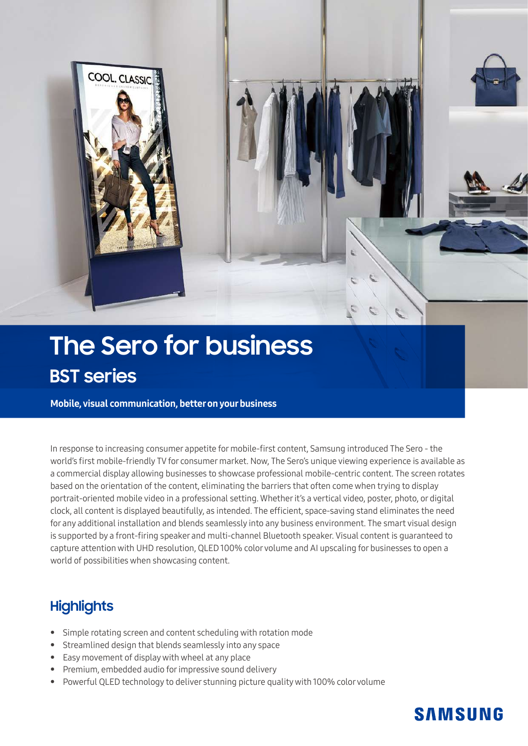# The Sero for business

## BST series

**Mobile, visual communication, better on your business**

In response to increasing consumer appetite for mobile-first content, Samsung introduced The Sero - the world's first mobile-friendly TV for consumer market. Now, The Sero's unique viewing experience is available as a commercial display allowing businesses to showcase professional mobile-centric content. The screen rotates based on the orientation of the content, eliminating the barriers that often come when trying to display portrait-oriented mobile video in a professional setting. Whether it's a vertical video, poster, photo, or digital clock, all content is displayed beautifully, as intended. The efficient, space-saving stand eliminates the need for any additional installation and blends seamlessly into any business environment. The smart visual design is supported by a front-firing speaker and multi-channel Bluetooth speaker. Visual content is guaranteed to capture attention with UHD resolution, QLED 100% color volume and AI upscaling for businesses to open a world of possibilities when showcasing content.

## Highlights

- Simple rotating screen and content scheduling with rotation mode
- Streamlined design that blends seamlessly into any space
- Easy movement of display with wheel at any place
- Premium, embedded audio for impressive sound delivery
- Powerful QLED technology to deliver stunning picture quality with 100% color volume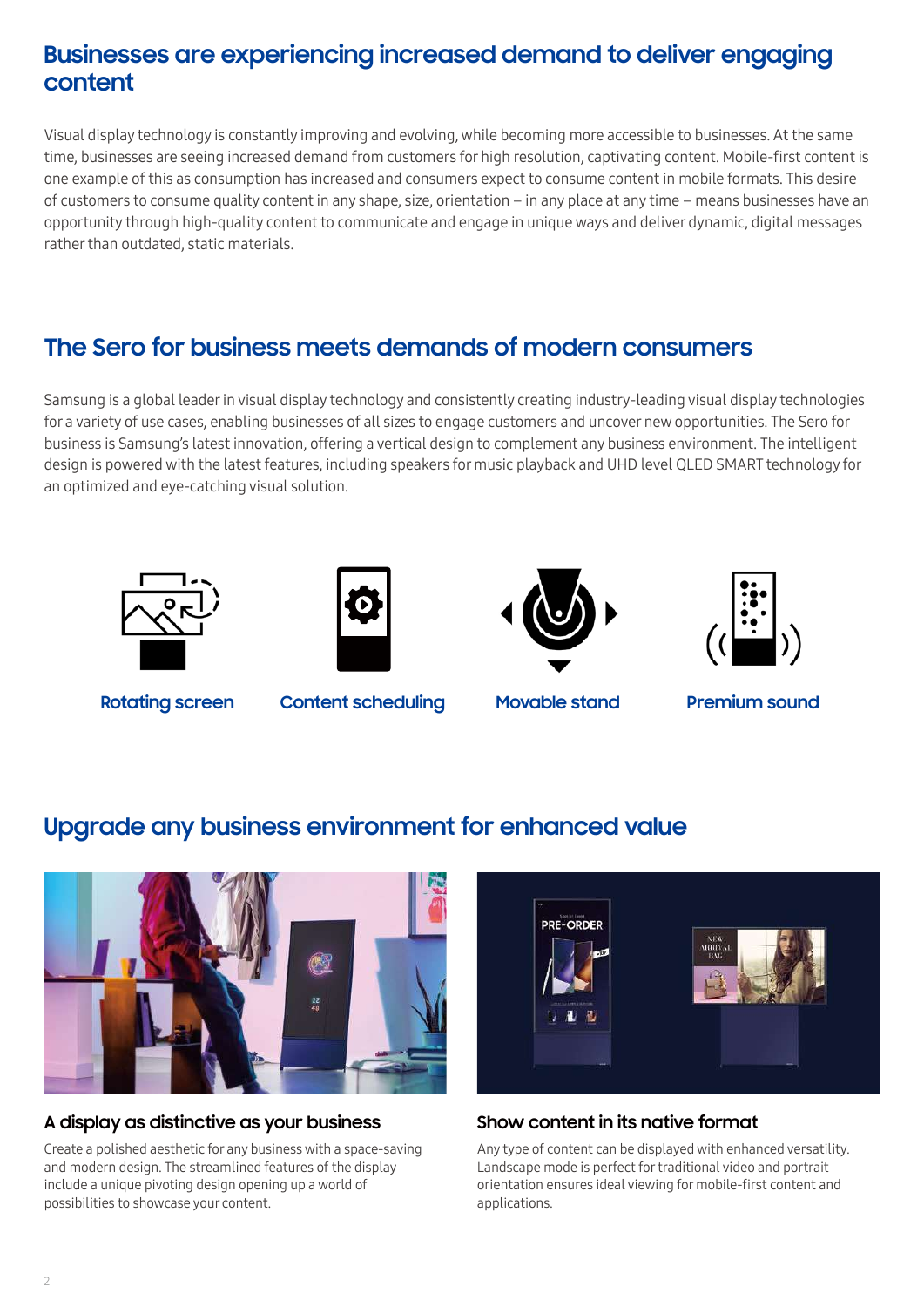## Businesses are experiencing increased demand to deliver engaging content

Visual display technology is constantly improving and evolving, while becoming more accessible to businesses. At the same time, businesses are seeing increased demand from customers for high resolution, captivating content. Mobile-first content is one example of this as consumption has increased and consumers expect to consume content in mobile formats. This desire of customers to consume quality content in any shape, size, orientation – in any place at any time – means businesses have an opportunity through high-quality content to communicate and engage in unique ways and deliver dynamic, digital messages rather than outdated, static materials.

## The Sero for business meets demands of modern consumers

Samsung is a global leader in visual display technology and consistently creating industry-leading visual display technologies for a variety of use cases, enabling businesses of all sizes to engage customers and uncover new opportunities. The Sero for business is Samsung's latest innovation, offering a vertical design to complement any business environment. The intelligent design is powered with the latest features, including speakers for music playback and UHD level QLED SMART technology for an optimized and eye-catching visual solution.

**Rotating screen** **Content scheduling** **Movable stand** **Premium sound**

## Upgrade any business environment for enhanced value

### A display as distinctive as your business

Create a polished aesthetic for any business with a space-saving and modern design. The streamlined features of the display include a unique pivoting design opening up a world of possibilities to showcase your content.

### Show content in its native format

Any type of content can be displayed with enhanced versatility. Landscape mode is perfect for traditional video and portrait orientation ensures ideal viewing for mobile-first content and applications.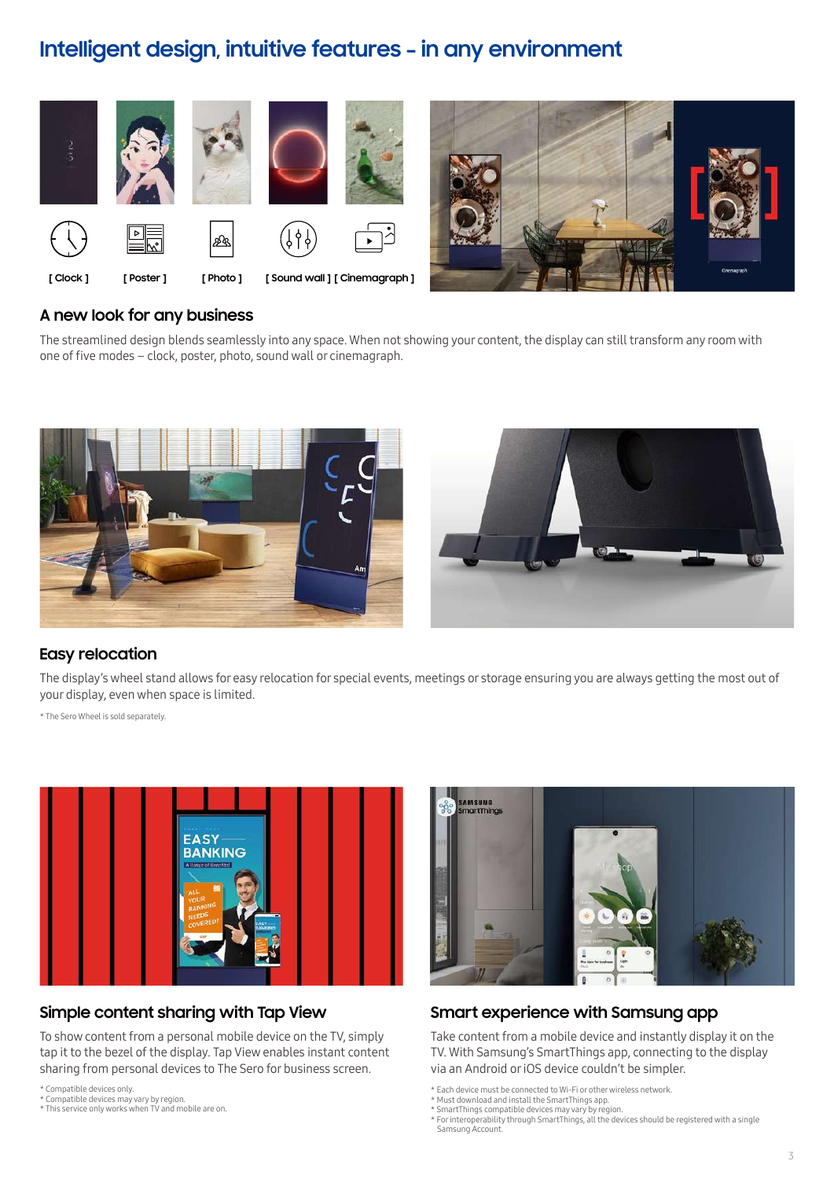# Intelligent design, intuitive features – in any environment

[ Clock ] [ Poster ] [ Photo ] [ Sound wall ] [ Cinemagraph ]

## A new look for any business

The streamlined design blends seamlessly into any space. When not showing your content, the display can still transform any room with one of five modes – clock, poster, photo, sound wall or cinemagraph.

## Easy relocation

The display's wheel stand allows for easy relocation for special events, meetings or storage ensuring you are always getting the most out of your display, even when space is limited.

* The Sero Wheel is sold separately.

## Simple content sharing with Tap View

To show content from a personal mobile device on the TV, simply tap it to the bezel of the display. Tap View enables instant content sharing from personal devices to The Sero for business screen.

* Compatible devices only.
* Compatible devices may vary by region.
* This service only works when TV and mobile are on.

## Smart experience with Samsung app

Take content from a mobile device and instantly display it on the TV. With Samsung's SmartThings app, connecting to the display via an Android or iOS device couldn't be simpler.

* Each device must be connected to Wi-Fi or other wireless network.
* Must download and install the SmartThings app.
* SmartThings compatible devices may vary by region.
* For interoperability through SmartThings, all the devices should be registered with a single Samsung Account.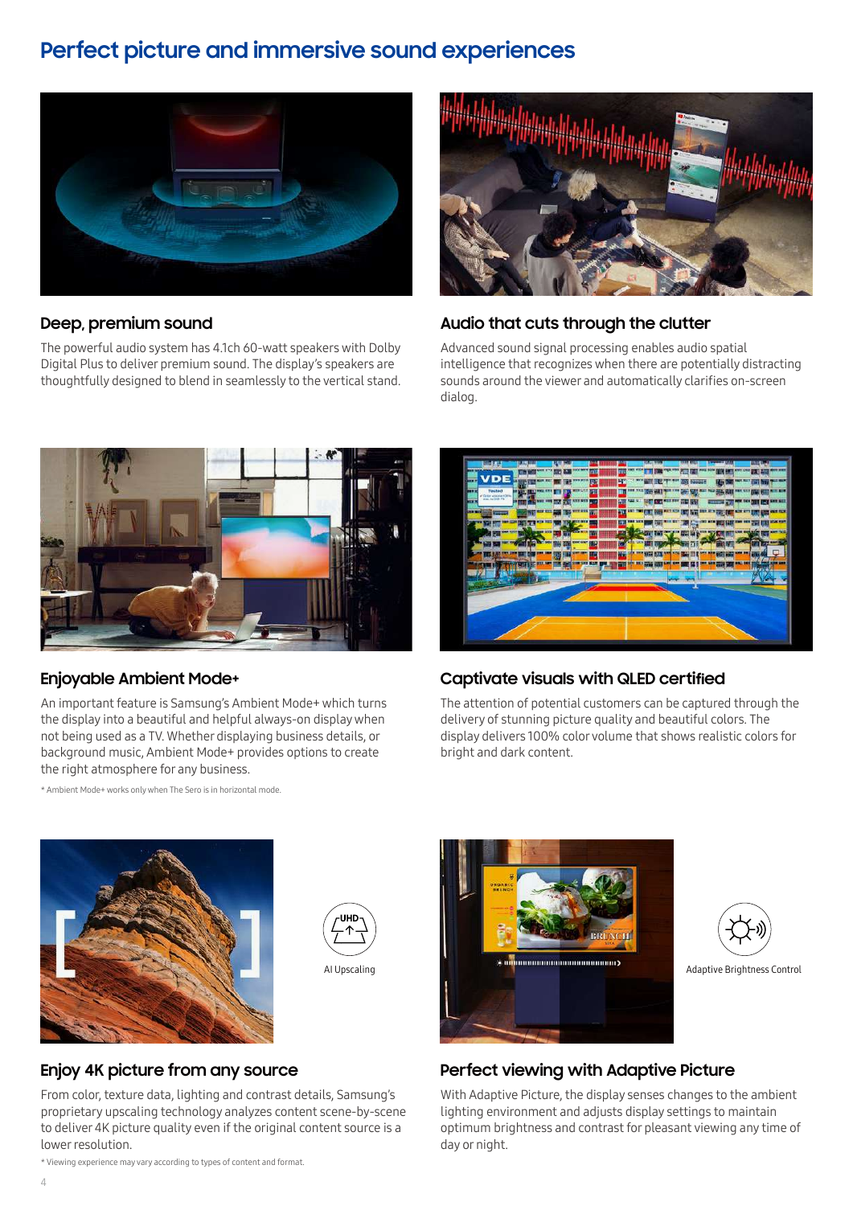# Perfect picture and immersive sound experiences

### Deep, premium sound

The powerful audio system has 4.1ch 60-watt speakers with Dolby Digital Plus to deliver premium sound. The display's speakers are thoughtfully designed to blend in seamlessly to the vertical stand.

### Audio that cuts through the clutter

Advanced sound signal processing enables audio spatial intelligence that recognizes when there are potentially distracting sounds around the viewer and automatically clarifies on-screen dialog.

### Enjoyable Ambient Mode+

An important feature is Samsung's Ambient Mode+ which turns the display into a beautiful and helpful always-on display when not being used as a TV. Whether displaying business details, or background music, Ambient Mode+ provides options to create the right atmosphere for any business.

* Ambient Mode+ works only when The Sero is in horizontal mode.

### Captivate visuals with QLED certified

The attention of potential customers can be captured through the delivery of stunning picture quality and beautiful colors. The display delivers 100% color volume that shows realistic colors for bright and dark content.

AI Upscaling

### Enjoy 4K picture from any source

From color, texture data, lighting and contrast details, Samsung's proprietary upscaling technology analyzes content scene-by-scene to deliver 4K picture quality even if the original content source is a lower resolution.

* Viewing experience may vary according to types of content and format.

Adaptive Brightness Control

### Perfect viewing with Adaptive Picture

With Adaptive Picture, the display senses changes to the ambient lighting environment and adjusts display settings to maintain optimum brightness and contrast for pleasant viewing any time of day or night.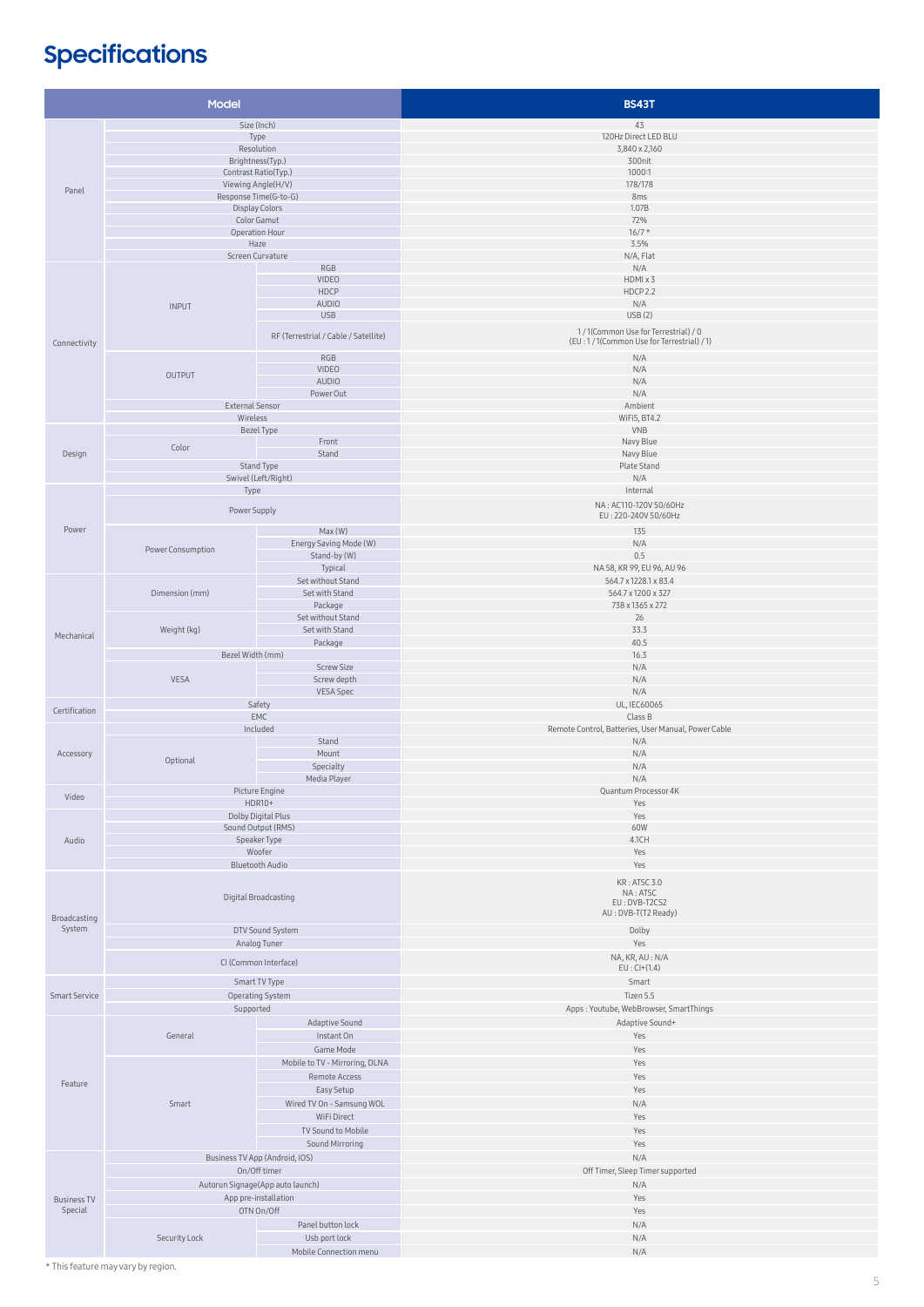# Specifications

| Model | | | BS43T |
|---|---|---|---|
| Panel | Size (Inch) | | 43 |
| | Type | | 120Hz Direct LED BLU |
| | Resolution | | 3,840 x 2,160 |
| | Brightness(Typ.) | | 300nit |
| | Contrast Ratio(Typ.) | | 1000:1 |
| | Viewing Angle(H/V) | | 178/178 |
| | Response Time(G-to-G) | | 8ms |
| | Display Colors | | 1.07B |
| | Color Gamut | | 72% |
| | Operation Hour | | 16/7 * |
| | Haze | | 3.5% |
| | Screen Curvature | | N/A, Flat |
| Connectivity | INPUT | RGB | N/A |
| | | VIDEO | HDMI x 3 |
| | | HDCP | HDCP 2.2 |
| | | AUDIO | N/A |
| | | USB | USB (2) |
| | | RF (Terrestrial / Cable / Satellite) | 1 / 1(Common Use for Terrestrial) / 0<br>(EU : 1 / 1(Common Use for Terrestrial) / 1) |
| | OUTPUT | RGB | N/A |
| | | VIDEO | N/A |
| | | AUDIO | N/A |
| | | Power Out | N/A |
| | External Sensor | | Ambient |
| | Wireless | | WiFi5, BT4.2 |
| Design | Bezel Type | | VNB |
| | Color | Front | Navy Blue |
| | | Stand | Navy Blue |
| | Stand Type | | Plate Stand |
| | Swivel (Left/Right) | | N/A |
| Power | Type | | Internal |
| | Power Supply | | NA : AC110-120V 50/60Hz<br>EU : 220-240V 50/60Hz |
| | Power Consumption | Max (W) | 135 |
| | | Energy Saving Mode (W) | N/A |
| | | Stand-by (W) | 0.5 |
| | | Typical | NA 58, KR 99, EU 96, AU 96 |
| Mechanical | Dimension (mm) | Set without Stand | 564.7 x 1228.1 x 83.4 |
| | | Set with Stand | 564.7 x 1200 x 327 |
| | | Package | 738 x 1365 x 272 |
| | Weight (kg) | Set without Stand | 26 |
| | | Set with Stand | 33.3 |
| | | Package | 40.5 |
| | Bezel Width (mm) | | 16.3 |
| | VESA | Screw Size | N/A |
| | | Screw depth | N/A |
| | | VESA Spec | N/A |
| Certification | Safety | | UL, IEC60065 |
| | EMC | | Class B |
| Accessory | Included | | Remote Control, Batteries, User Manual, Power Cable |
| | Optional | Stand | N/A |
| | | Mount | N/A |
| | | Specialty | N/A |
| | | Media Player | N/A |
| Video | Picture Engine | | Quantum Processor 4K |
| | HDR10+ | | Yes |
| Audio | Dolby Digital Plus | | Yes |
| | Sound Output (RMS) | | 60W |
| | Speaker Type | | 4.1CH |
| | Woofer | | Yes |
| | Bluetooth Audio | | Yes |
| Broadcasting System | Digital Broadcasting | | KR : ATSC 3.0<br>NA : ATSC<br>EU : DVB-T2CS2<br>AU : DVB-T(T2 Ready) |
| | DTV Sound System | | Dolby |
| | Analog Tuner | | Yes |
| | CI (Common Interface) | | NA, KR, AU : N/A<br>EU : CI+(1.4) |
| Smart Service | Smart TV Type | | Smart |
| | Operating System | | Tizen 5.5 |
| | Supported | | Apps : Youtube, WebBrowser, SmartThings |
| Feature | General | Adaptive Sound | Adaptive Sound+ |
| | | Instant On | Yes |
| | | Game Mode | Yes |
| | Smart | Mobile to TV - Mirroring, DLNA | Yes |
| | | Remote Access | Yes |
| | | Easy Setup | Yes |
| | | Wired TV On - Samsung WOL | N/A |
| | | WiFi Direct | Yes |
| | | TV Sound to Mobile | Yes |
| | | Sound Mirroring | Yes |
| Business TV Special | Business TV App (Android, iOS) | | N/A |
| | On/Off timer | | Off Timer, Sleep Timer supported |
| | Autorun Signage(App auto launch) | | N/A |
| | App pre-installation | | Yes |
| | OTN On/Off | | Yes |
| | Security Lock | Panel button lock | N/A |
| | | Usb port lock | N/A |
| | | Mobile Connection menu | N/A |

* This feature may vary by region.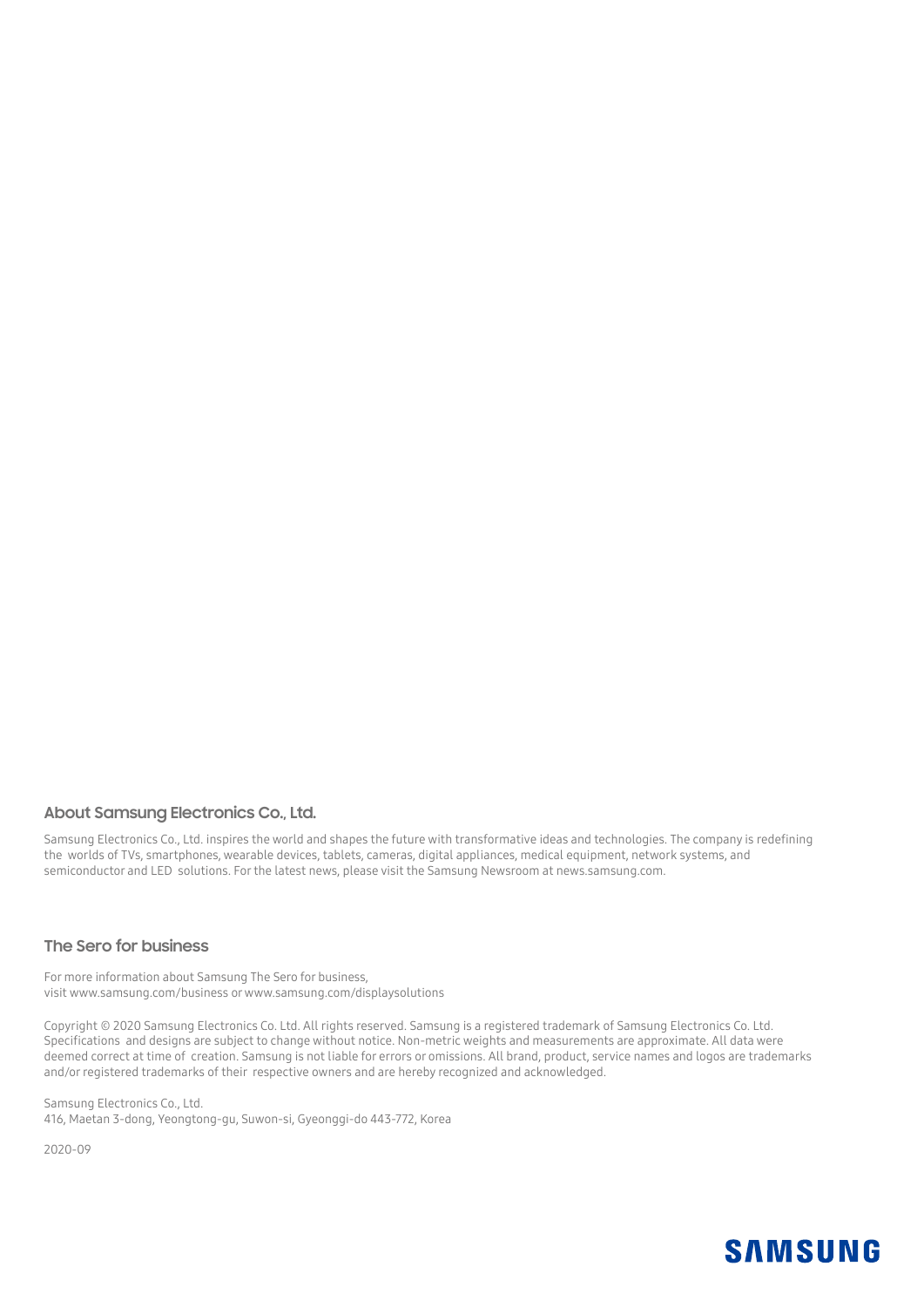## About Samsung Electronics Co., Ltd.

Samsung Electronics Co., Ltd. inspires the world and shapes the future with transformative ideas and technologies. The company is redefining the worlds of TVs, smartphones, wearable devices, tablets, cameras, digital appliances, medical equipment, network systems, and semiconductor and LED solutions. For the latest news, please visit the Samsung Newsroom at news.samsung.com.

## The Sero for business

For more information about Samsung The Sero for business, visit www.samsung.com/business or www.samsung.com/displaysolutions

Copyright © 2020 Samsung Electronics Co. Ltd. All rights reserved. Samsung is a registered trademark of Samsung Electronics Co. Ltd. Specifications and designs are subject to change without notice. Non-metric weights and measurements are approximate. All data were deemed correct at time of creation. Samsung is not liable for errors or omissions. All brand, product, service names and logos are trademarks and/or registered trademarks of their respective owners and are hereby recognized and acknowledged.

Samsung Electronics Co., Ltd.
416, Maetan 3-dong, Yeongtong-gu, Suwon-si, Gyeonggi-do 443-772, Korea

2020-09

SAMSUNG